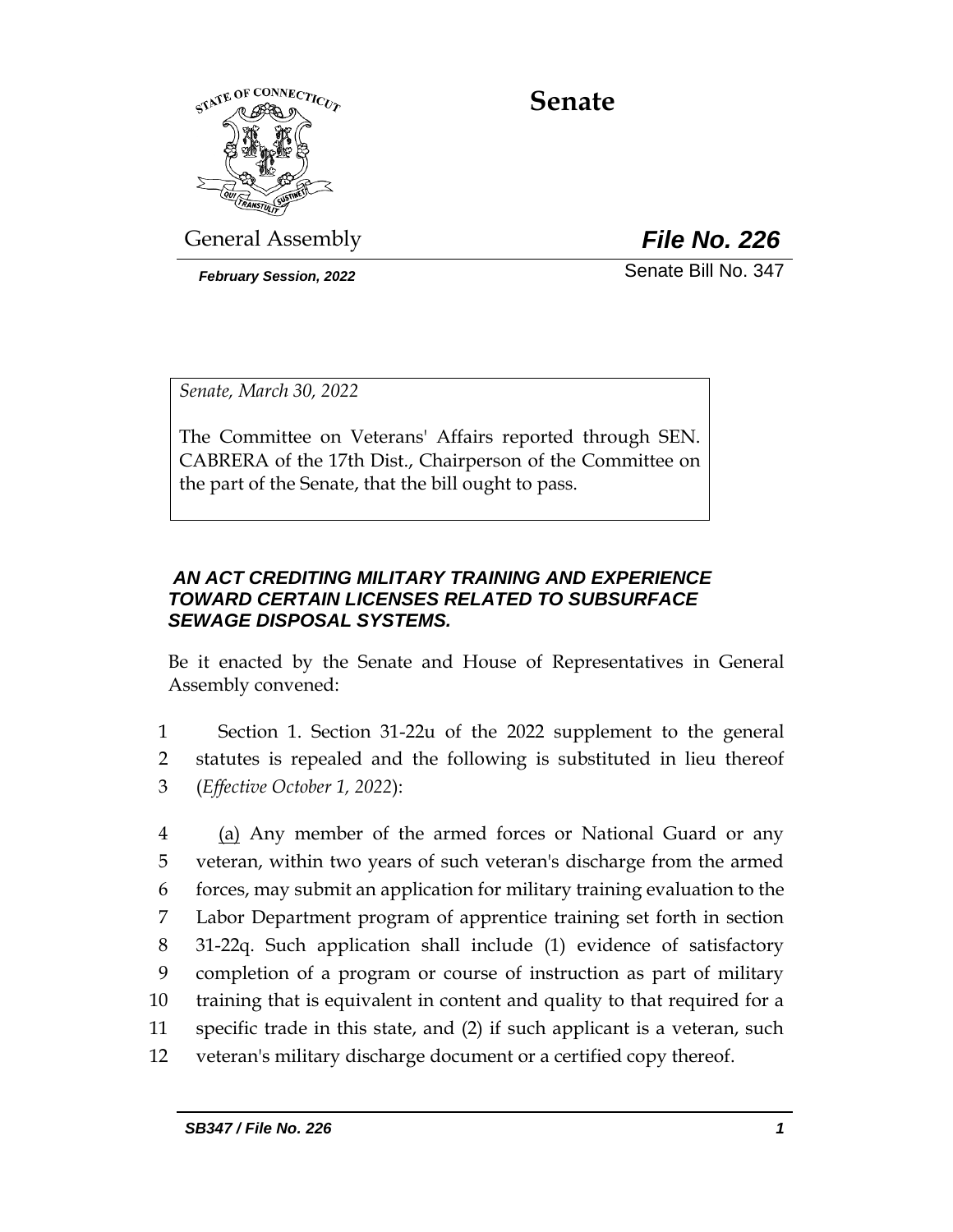# Senate

General Assembly

***File No. 226***

***February Session, 2022***

Senate Bill No. 347

*Senate, March 30, 2022*

The Committee on Veterans' Affairs reported through SEN. CABRERA of the 17th Dist., Chairperson of the Committee on the part of the Senate, that the bill ought to pass.

***AN ACT CREDITING MILITARY TRAINING AND EXPERIENCE TOWARD CERTAIN LICENSES RELATED TO SUBSURFACE SEWAGE DISPOSAL SYSTEMS.***

Be it enacted by the Senate and House of Representatives in General Assembly convened:

1 Section 1. Section 31-22u of the 2022 supplement to the general
2 statutes is repealed and the following is substituted in lieu thereof
3 (*Effective October 1, 2022*):

4 (a) Any member of the armed forces or National Guard or any
5 veteran, within two years of such veteran's discharge from the armed
6 forces, may submit an application for military training evaluation to the
7 Labor Department program of apprentice training set forth in section
8 31-22q. Such application shall include (1) evidence of satisfactory
9 completion of a program or course of instruction as part of military
10 training that is equivalent in content and quality to that required for a
11 specific trade in this state, and (2) if such applicant is a veteran, such
12 veteran's military discharge document or a certified copy thereof.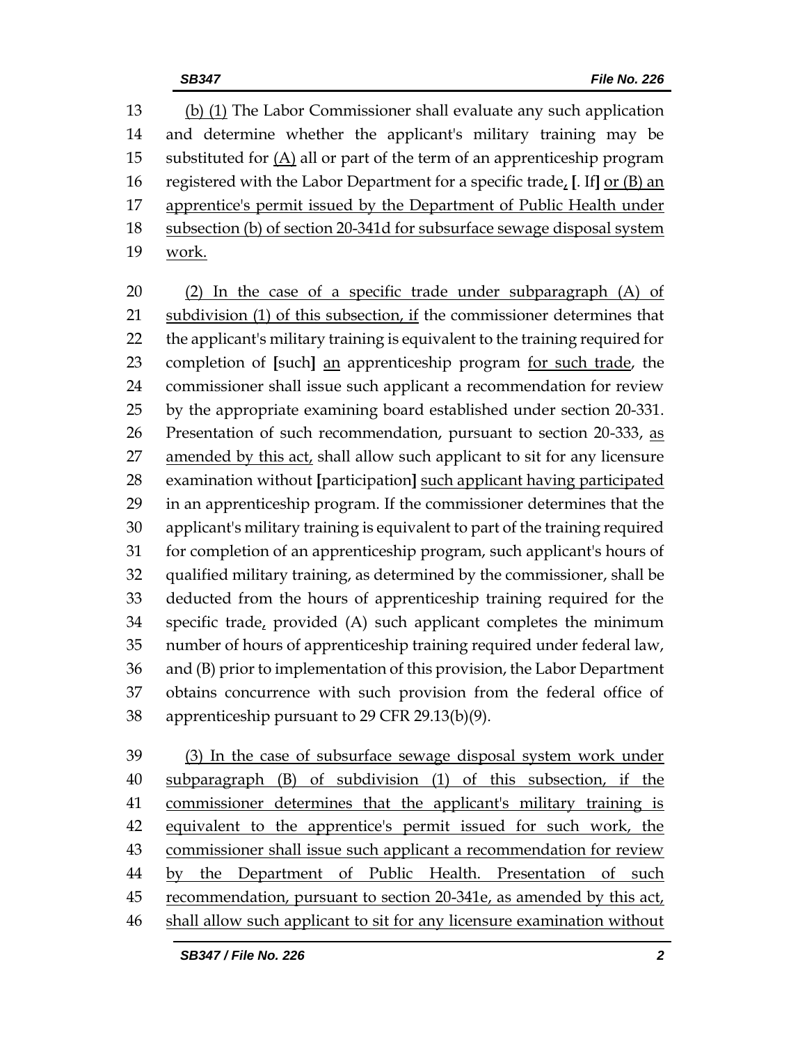13 (b) (1) The Labor Commissioner shall evaluate any such application
14 and determine whether the applicant's military training may be
15 substituted for (A) all or part of the term of an apprenticeship program
16 registered with the Labor Department for a specific trade, [. If] or (B) an
17 apprentice's permit issued by the Department of Public Health under
18 subsection (b) of section 20-341d for subsurface sewage disposal system
19 work.

20 (2) In the case of a specific trade under subparagraph (A) of
21 subdivision (1) of this subsection, if the commissioner determines that
22 the applicant's military training is equivalent to the training required for
23 completion of [such] an apprenticeship program for such trade, the
24 commissioner shall issue such applicant a recommendation for review
25 by the appropriate examining board established under section 20-331.
26 Presentation of such recommendation, pursuant to section 20-333, as
27 amended by this act, shall allow such applicant to sit for any licensure
28 examination without [participation] such applicant having participated
29 in an apprenticeship program. If the commissioner determines that the
30 applicant's military training is equivalent to part of the training required
31 for completion of an apprenticeship program, such applicant's hours of
32 qualified military training, as determined by the commissioner, shall be
33 deducted from the hours of apprenticeship training required for the
34 specific trade, provided (A) such applicant completes the minimum
35 number of hours of apprenticeship training required under federal law,
36 and (B) prior to implementation of this provision, the Labor Department
37 obtains concurrence with such provision from the federal office of
38 apprenticeship pursuant to 29 CFR 29.13(b)(9).

39 (3) In the case of subsurface sewage disposal system work under
40 subparagraph (B) of subdivision (1) of this subsection, if the
41 commissioner determines that the applicant's military training is
42 equivalent to the apprentice's permit issued for such work, the
43 commissioner shall issue such applicant a recommendation for review
44 by the Department of Public Health. Presentation of such
45 recommendation, pursuant to section 20-341e, as amended by this act,
46 shall allow such applicant to sit for any licensure examination without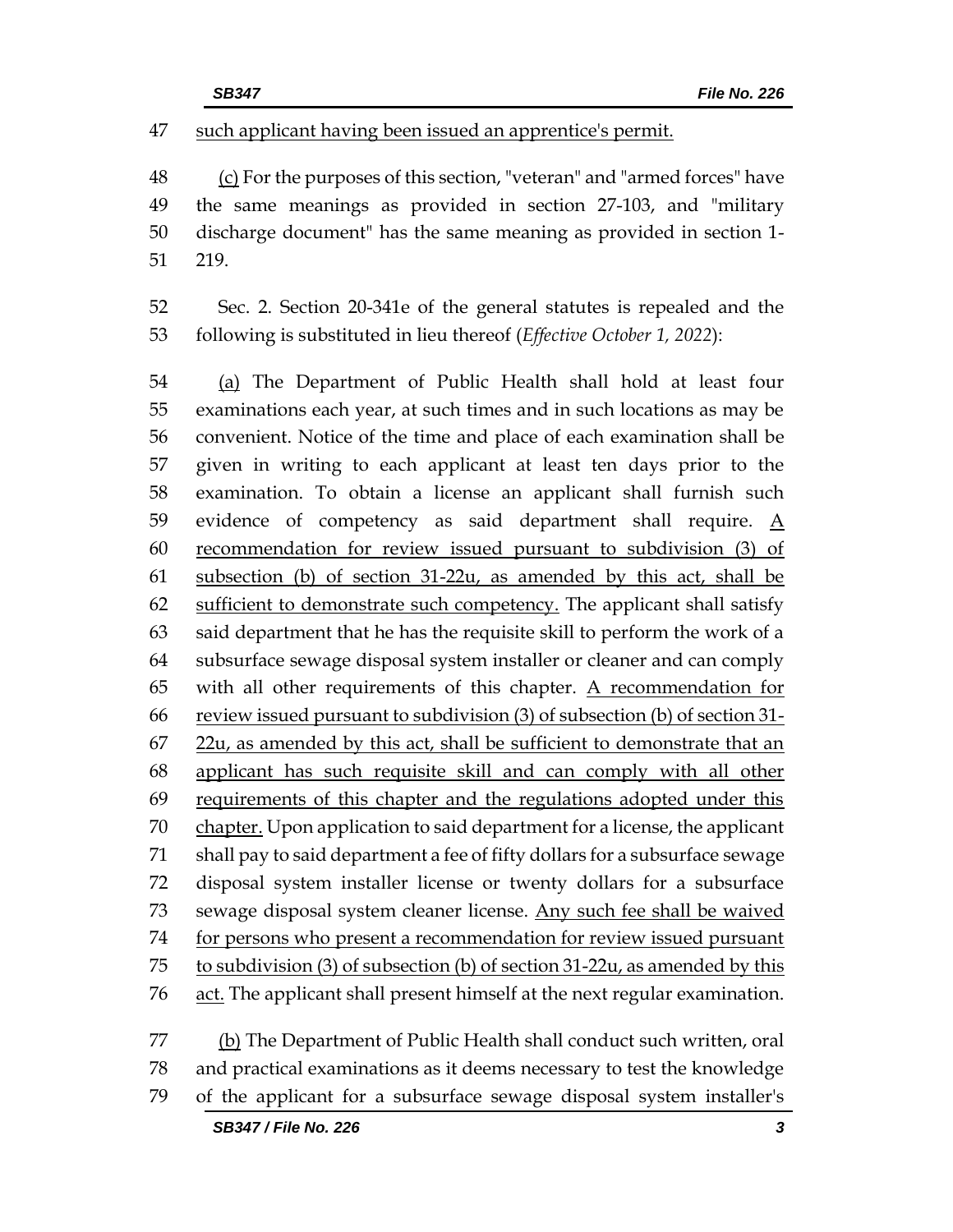47 <u>such applicant having been issued an apprentice's permit.</u>

48 <u>(c)</u> For the purposes of this section, "veteran" and "armed forces" have
49 the same meanings as provided in section 27-103, and "military
50 discharge document" has the same meaning as provided in section 1-
51 219.

52 Sec. 2. Section 20-341e of the general statutes is repealed and the
53 following is substituted in lieu thereof (*Effective October 1, 2022*):

54 <u>(a)</u> The Department of Public Health shall hold at least four
55 examinations each year, at such times and in such locations as may be
56 convenient. Notice of the time and place of each examination shall be
57 given in writing to each applicant at least ten days prior to the
58 examination. To obtain a license an applicant shall furnish such
59 evidence of competency as said department shall require. <u>A</u>
60 <u>recommendation for review issued pursuant to subdivision (3) of</u>
61 <u>subsection (b) of section 31-22u, as amended by this act, shall be</u>
62 <u>sufficient to demonstrate such competency.</u> The applicant shall satisfy
63 said department that he has the requisite skill to perform the work of a
64 subsurface sewage disposal system installer or cleaner and can comply
65 with all other requirements of this chapter. <u>A recommendation for</u>
66 <u>review issued pursuant to subdivision (3) of subsection (b) of section 31-</u>
67 <u>22u, as amended by this act, shall be sufficient to demonstrate that an</u>
68 <u>applicant has such requisite skill and can comply with all other</u>
69 <u>requirements of this chapter and the regulations adopted under this</u>
70 <u>chapter.</u> Upon application to said department for a license, the applicant
71 shall pay to said department a fee of fifty dollars for a subsurface sewage
72 disposal system installer license or twenty dollars for a subsurface
73 sewage disposal system cleaner license. <u>Any such fee shall be waived</u>
74 <u>for persons who present a recommendation for review issued pursuant</u>
75 <u>to subdivision (3) of subsection (b) of section 31-22u, as amended by this</u>
76 <u>act.</u> The applicant shall present himself at the next regular examination.

77 <u>(b)</u> The Department of Public Health shall conduct such written, oral
78 and practical examinations as it deems necessary to test the knowledge
79 of the applicant for a subsurface sewage disposal system installer's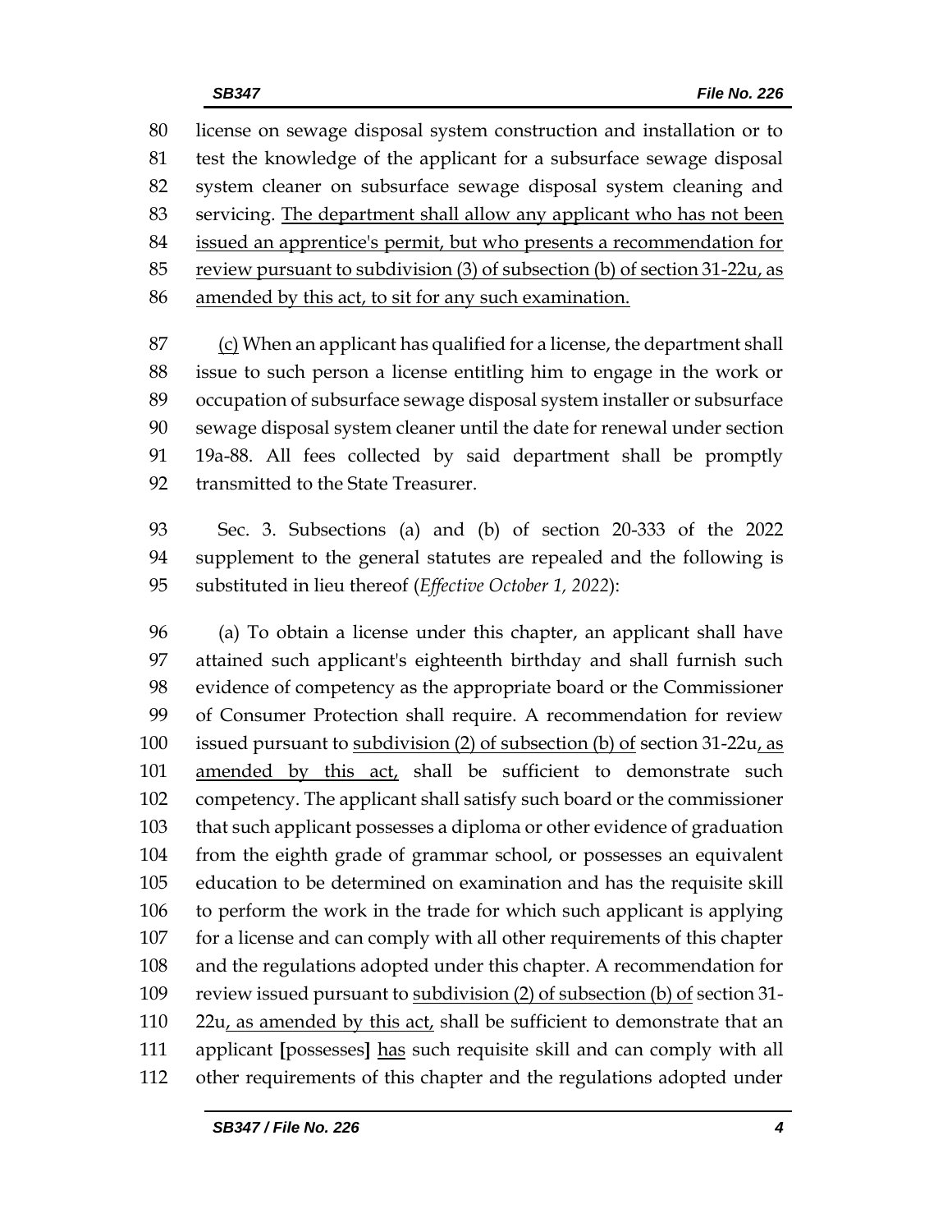license on sewage disposal system construction and installation or to test the knowledge of the applicant for a subsurface sewage disposal system cleaner on subsurface sewage disposal system cleaning and servicing. <u>The department shall allow any applicant who has not been issued an apprentice's permit, but who presents a recommendation for review pursuant to subdivision (3) of subsection (b) of section 31-22u, as amended by this act, to sit for any such examination.</u>

<u>(c)</u> When an applicant has qualified for a license, the department shall issue to such person a license entitling him to engage in the work or occupation of subsurface sewage disposal system installer or subsurface sewage disposal system cleaner until the date for renewal under section 19a-88. All fees collected by said department shall be promptly transmitted to the State Treasurer.

Sec. 3. Subsections (a) and (b) of section 20-333 of the 2022 supplement to the general statutes are repealed and the following is substituted in lieu thereof (*Effective October 1, 2022*):

(a) To obtain a license under this chapter, an applicant shall have attained such applicant's eighteenth birthday and shall furnish such evidence of competency as the appropriate board or the Commissioner of Consumer Protection shall require. A recommendation for review issued pursuant to <u>subdivision (2) of subsection (b) of</u> section 31-22u<u>, as amended by this act,</u> shall be sufficient to demonstrate such competency. The applicant shall satisfy such board or the commissioner that such applicant possesses a diploma or other evidence of graduation from the eighth grade of grammar school, or possesses an equivalent education to be determined on examination and has the requisite skill to perform the work in the trade for which such applicant is applying for a license and can comply with all other requirements of this chapter and the regulations adopted under this chapter. A recommendation for review issued pursuant to <u>subdivision (2) of subsection (b) of</u> section 31-22u<u>, as amended by this act,</u> shall be sufficient to demonstrate that an applicant **[**possesses**]** <u>has</u> such requisite skill and can comply with all other requirements of this chapter and the regulations adopted under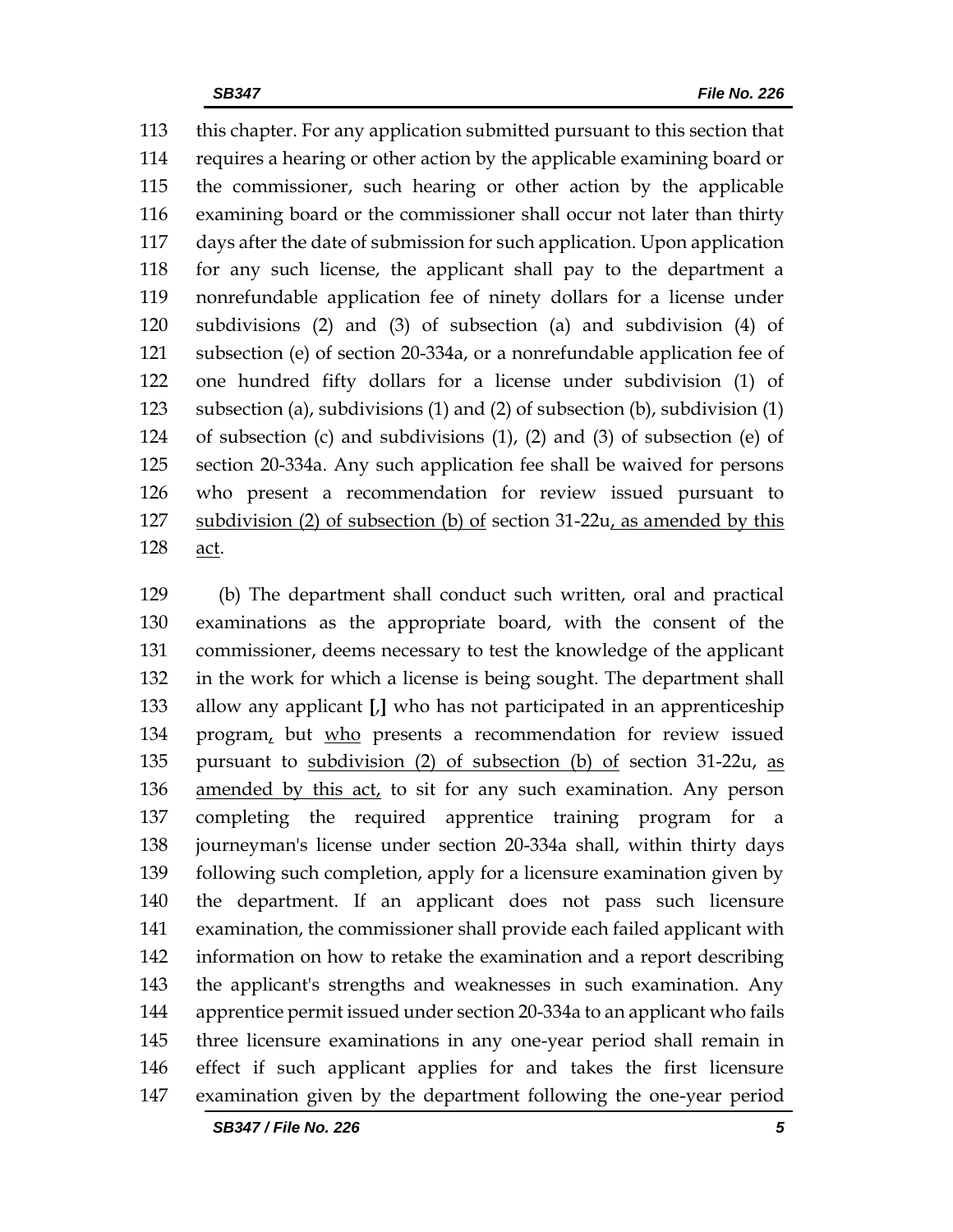this chapter. For any application submitted pursuant to this section that requires a hearing or other action by the applicable examining board or the commissioner, such hearing or other action by the applicable examining board or the commissioner shall occur not later than thirty days after the date of submission for such application. Upon application for any such license, the applicant shall pay to the department a nonrefundable application fee of ninety dollars for a license under subdivisions (2) and (3) of subsection (a) and subdivision (4) of subsection (e) of section 20-334a, or a nonrefundable application fee of one hundred fifty dollars for a license under subdivision (1) of subsection (a), subdivisions (1) and (2) of subsection (b), subdivision (1) of subsection (c) and subdivisions (1), (2) and (3) of subsection (e) of section 20-334a. Any such application fee shall be waived for persons who present a recommendation for review issued pursuant to <u>subdivision (2) of subsection (b) of</u> section 31-22u<u>, as amended by this act</u>.

(b) The department shall conduct such written, oral and practical examinations as the appropriate board, with the consent of the commissioner, deems necessary to test the knowledge of the applicant in the work for which a license is being sought. The department shall allow any applicant **[**,**]** who has not participated in an apprenticeship program<u>,</u> but <u>who</u> presents a recommendation for review issued pursuant to <u>subdivision (2) of subsection (b) of</u> section 31-22u, <u>as amended by this act,</u> to sit for any such examination. Any person completing the required apprentice training program for a journeyman's license under section 20-334a shall, within thirty days following such completion, apply for a licensure examination given by the department. If an applicant does not pass such licensure examination, the commissioner shall provide each failed applicant with information on how to retake the examination and a report describing the applicant's strengths and weaknesses in such examination. Any apprentice permit issued under section 20-334a to an applicant who fails three licensure examinations in any one-year period shall remain in effect if such applicant applies for and takes the first licensure examination given by the department following the one-year period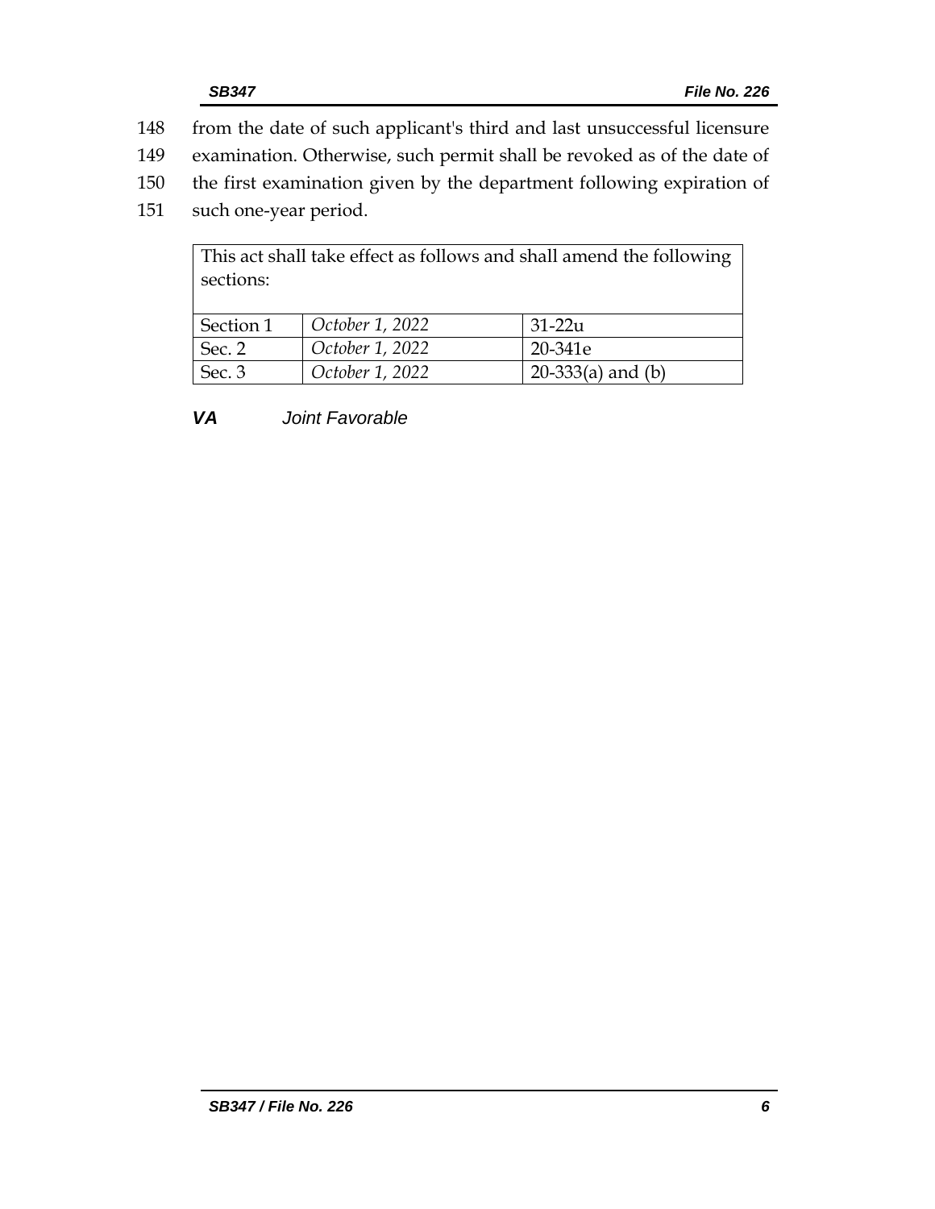148 from the date of such applicant's third and last unsuccessful licensure
149 examination. Otherwise, such permit shall be revoked as of the date of
150 the first examination given by the department following expiration of
151 such one-year period.

| This act shall take effect as follows and shall amend the following sections: | | |
|---|---|---|
| Section 1 | *October 1, 2022* | 31-22u |
| Sec. 2 | *October 1, 2022* | 20-341e |
| Sec. 3 | *October 1, 2022* | 20-333(a) and (b) |

***VA*** *Joint Favorable*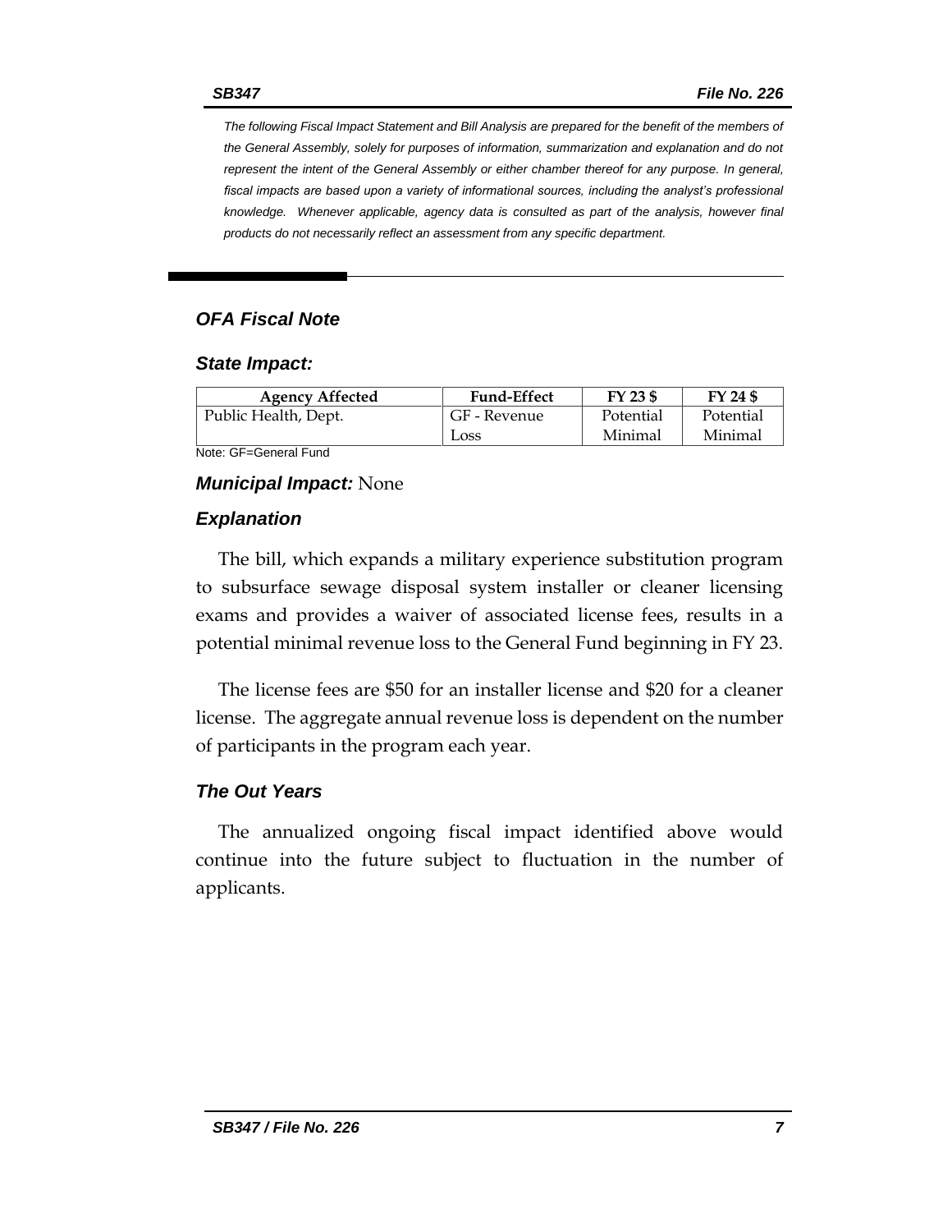*The following Fiscal Impact Statement and Bill Analysis are prepared for the benefit of the members of the General Assembly, solely for purposes of information, summarization and explanation and do not represent the intent of the General Assembly or either chamber thereof for any purpose. In general, fiscal impacts are based upon a variety of informational sources, including the analyst's professional knowledge. Whenever applicable, agency data is consulted as part of the analysis, however final products do not necessarily reflect an assessment from any specific department.*

## *OFA Fiscal Note*

### *State Impact:*

| Agency Affected | Fund-Effect | FY 23 $ | FY 24 $ |
|---|---|---|---|
| Public Health, Dept. | GF - Revenue Loss | Potential Minimal | Potential Minimal |

Note: GF=General Fund

***Municipal Impact:*** None

### *Explanation*

The bill, which expands a military experience substitution program to subsurface sewage disposal system installer or cleaner licensing exams and provides a waiver of associated license fees, results in a potential minimal revenue loss to the General Fund beginning in FY 23.

The license fees are $50 for an installer license and $20 for a cleaner license. The aggregate annual revenue loss is dependent on the number of participants in the program each year.

### *The Out Years*

The annualized ongoing fiscal impact identified above would continue into the future subject to fluctuation in the number of applicants.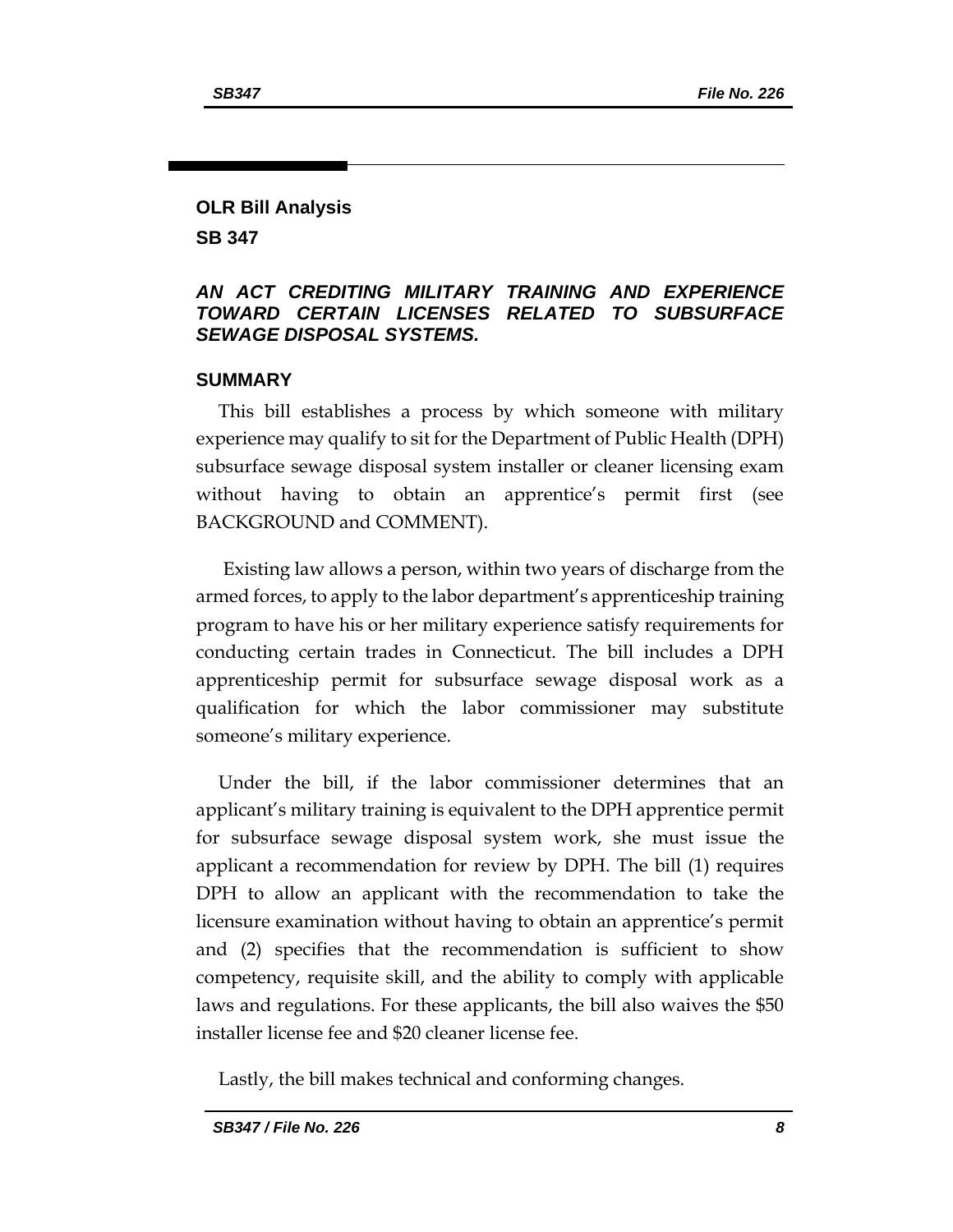## OLR Bill Analysis

## SB 347

### *AN ACT CREDITING MILITARY TRAINING AND EXPERIENCE TOWARD CERTAIN LICENSES RELATED TO SUBSURFACE SEWAGE DISPOSAL SYSTEMS.*

### SUMMARY

This bill establishes a process by which someone with military experience may qualify to sit for the Department of Public Health (DPH) subsurface sewage disposal system installer or cleaner licensing exam without having to obtain an apprentice's permit first (see BACKGROUND and COMMENT).

Existing law allows a person, within two years of discharge from the armed forces, to apply to the labor department's apprenticeship training program to have his or her military experience satisfy requirements for conducting certain trades in Connecticut. The bill includes a DPH apprenticeship permit for subsurface sewage disposal work as a qualification for which the labor commissioner may substitute someone's military experience.

Under the bill, if the labor commissioner determines that an applicant's military training is equivalent to the DPH apprentice permit for subsurface sewage disposal system work, she must issue the applicant a recommendation for review by DPH. The bill (1) requires DPH to allow an applicant with the recommendation to take the licensure examination without having to obtain an apprentice's permit and (2) specifies that the recommendation is sufficient to show competency, requisite skill, and the ability to comply with applicable laws and regulations. For these applicants, the bill also waives the $50 installer license fee and $20 cleaner license fee.

Lastly, the bill makes technical and conforming changes.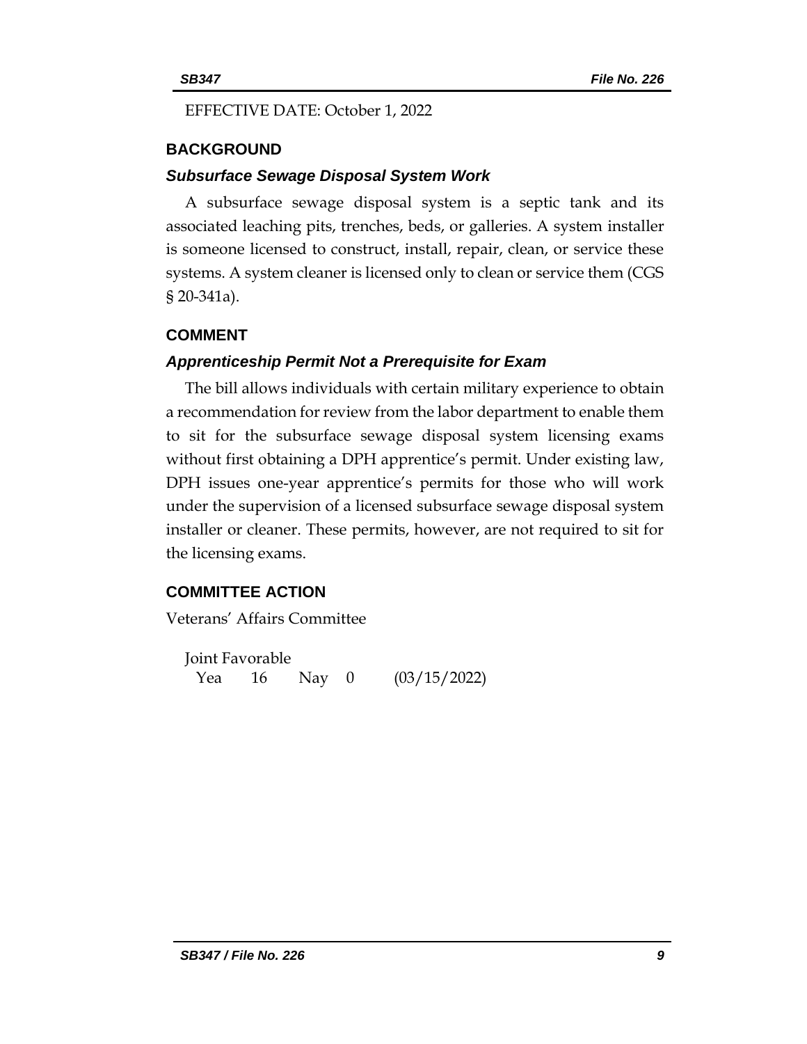EFFECTIVE DATE: October 1, 2022

## BACKGROUND

### *Subsurface Sewage Disposal System Work*

A subsurface sewage disposal system is a septic tank and its associated leaching pits, trenches, beds, or galleries. A system installer is someone licensed to construct, install, repair, clean, or service these systems. A system cleaner is licensed only to clean or service them (CGS § 20-341a).

## COMMENT

### *Apprenticeship Permit Not a Prerequisite for Exam*

The bill allows individuals with certain military experience to obtain a recommendation for review from the labor department to enable them to sit for the subsurface sewage disposal system licensing exams without first obtaining a DPH apprentice's permit. Under existing law, DPH issues one-year apprentice's permits for those who will work under the supervision of a licensed subsurface sewage disposal system installer or cleaner. These permits, however, are not required to sit for the licensing exams.

## COMMITTEE ACTION

Veterans' Affairs Committee

Joint Favorable

| | | | | |
|---|---|---|---|---|
| Yea | 16 | Nay | 0 | (03/15/2022) |